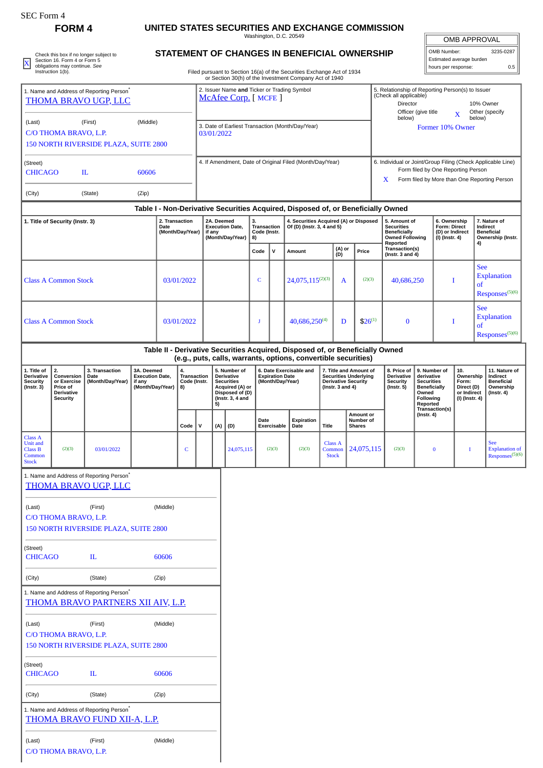SEC Form 4

# FORM 4

## UNITED STATES SECURITIES AND EXCHANGE COMMISSION

Washington, D.C. 20549

| OMB APPROVAL | |
|---|---|
| OMB Number: | 3235-0287 |
| Estimated average burden | |
| hours per response: | 0.5 |

X Check this box if no longer subject to Section 16. Form 4 or Form 5 obligations may continue. *See* Instruction 1(b).

## STATEMENT OF CHANGES IN BENEFICIAL OWNERSHIP

Filed pursuant to Section 16(a) of the Securities Exchange Act of 1934 or Section 30(h) of the Investment Company Act of 1940

1. Name and Address of Reporting Person*
THOMA BRAVO UGP, LLC

(Last) (First) (Middle)
C/O THOMA BRAVO, L.P.
150 NORTH RIVERSIDE PLAZA, SUITE 2800

(Street)
CHICAGO IL 60606

(City) (State) (Zip)

2. Issuer Name **and** Ticker or Trading Symbol
McAfee Corp. [ MCFE ]

3. Date of Earliest Transaction (Month/Day/Year)
03/01/2022

4. If Amendment, Date of Original Filed (Month/Day/Year)

5. Relationship of Reporting Person(s) to Issuer (Check all applicable)
Director
10% Owner
Officer (give title below)
X Other (specify below)
Former 10% Owner

6. Individual or Joint/Group Filing (Check Applicable Line)
Form filed by One Reporting Person
X Form filed by More than One Reporting Person

### Table I - Non-Derivative Securities Acquired, Disposed of, or Beneficially Owned

| 1. Title of Security (Instr. 3) | 2. Transaction Date (Month/Day/Year) | 2A. Deemed Execution Date, if any (Month/Day/Year) | 3. Transaction Code (Instr. 8) | | 4. Securities Acquired (A) or Disposed Of (D) (Instr. 3, 4 and 5) | | | 5. Amount of Securities Beneficially Owned Following Reported Transaction(s) (Instr. 3 and 4) | 6. Ownership Form: Direct (D) or Indirect (I) (Instr. 4) | 7. Nature of Indirect Beneficial Ownership (Instr. 4) |
|---|---|---|---|---|---|---|---|---|---|---|
| | | | Code | V | Amount | (A) or (D) | Price | | | |
| Class A Common Stock | 03/01/2022 | | C | | 24,075,115[(2)(3)] | A | [(2)(3)] | 40,686,250 | I | See Explanation of Responses[(5)(6)] |
| Class A Common Stock | 03/01/2022 | | J | | 40,686,250[(4)] | D | $26[(1)] | 0 | I | See Explanation of Responses[(5)(6)] |

### Table II - Derivative Securities Acquired, Disposed of, or Beneficially Owned (e.g., puts, calls, warrants, options, convertible securities)

| 1. Title of Derivative Security (Instr. 3) | 2. Conversion or Exercise Price of Derivative Security | 3. Transaction Date (Month/Day/Year) | 3A. Deemed Execution Date, if any (Month/Day/Year) | 4. Transaction Code (Instr. 8) | | 5. Number of Derivative Securities Acquired (A) or Disposed of (D) (Instr. 3, 4 and 5) | | 6. Date Exercisable and Expiration Date (Month/Day/Year) | | 7. Title and Amount of Securities Underlying Derivative Security (Instr. 3 and 4) | | 8. Price of Derivative Security (Instr. 5) | 9. Number of derivative Securities Beneficially Owned Following Reported Transaction(s) (Instr. 4) | 10. Ownership Form: Direct (D) or Indirect (I) (Instr. 4) | 11. Nature of Indirect Beneficial Ownership (Instr. 4) |
|---|---|---|---|---|---|---|---|---|---|---|---|---|---|---|---|
| | | | | Code | V | (A) | (D) | Date Exercisable | Expiration Date | Title | Amount or Number of Shares | | | | |
| Class A Unit and Class B Common Stock | [(2)(3)] | 03/01/2022 | | C | | | 24,075,115 | [(2)(3)] | [(2)(3)] | Class A Common Stock | 24,075,115 | [(2)(3)] | 0 | I | See Explanation of Responses[(5)(6)] |

1. Name and Address of Reporting Person*
THOMA BRAVO UGP, LLC

(Last) (First) (Middle)
C/O THOMA BRAVO, L.P.
150 NORTH RIVERSIDE PLAZA, SUITE 2800

(Street)
CHICAGO IL 60606

(City) (State) (Zip)

1. Name and Address of Reporting Person*
THOMA BRAVO PARTNERS XII AIV, L.P.

(Last) (First) (Middle)
C/O THOMA BRAVO, L.P.
150 NORTH RIVERSIDE PLAZA, SUITE 2800

(Street)
CHICAGO IL 60606

(City) (State) (Zip)

1. Name and Address of Reporting Person*
THOMA BRAVO FUND XII-A, L.P.

(Last) (First) (Middle)
C/O THOMA BRAVO, L.P.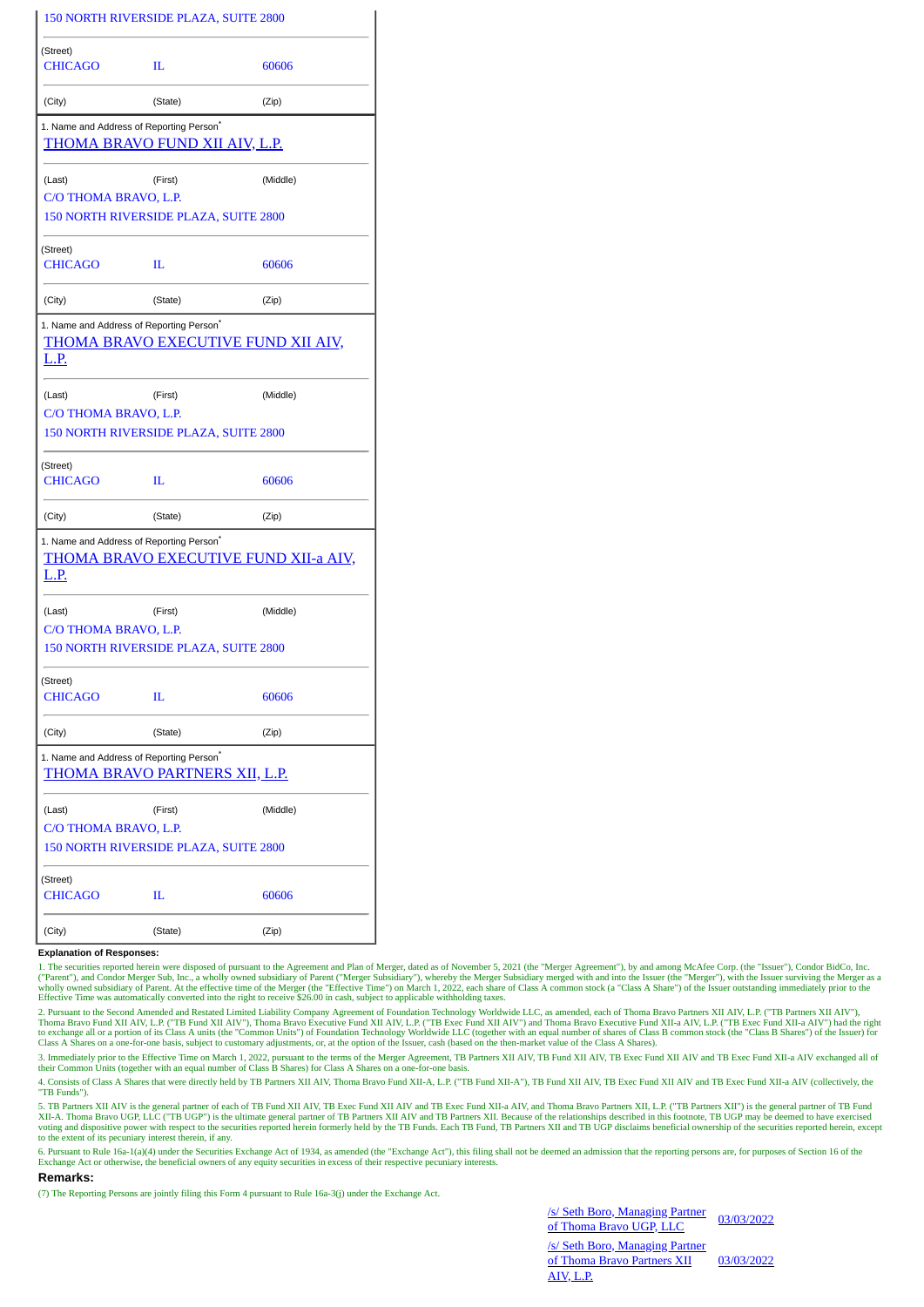| | | |
|---|---|---|
| 150 NORTH RIVERSIDE PLAZA, SUITE 2800 | | |
| (Street) | | |
| CHICAGO | IL | 60606 |
| (City) | (State) | (Zip) |

1. Name and Address of Reporting Person*

[THOMA BRAVO FUND XII AIV, L.P.]

| (Last) | (First) | (Middle) |
|---|---|---|
| C/O THOMA BRAVO, L.P. | | |
| 150 NORTH RIVERSIDE PLAZA, SUITE 2800 | | |
| (Street) | | |
| CHICAGO | IL | 60606 |
| (City) | (State) | (Zip) |

1. Name and Address of Reporting Person*

[THOMA BRAVO EXECUTIVE FUND XII AIV, L.P.]

| (Last) | (First) | (Middle) |
|---|---|---|
| C/O THOMA BRAVO, L.P. | | |
| 150 NORTH RIVERSIDE PLAZA, SUITE 2800 | | |
| (Street) | | |
| CHICAGO | IL | 60606 |
| (City) | (State) | (Zip) |

1. Name and Address of Reporting Person*

[THOMA BRAVO EXECUTIVE FUND XII-a AIV, L.P.]

| (Last) | (First) | (Middle) |
|---|---|---|
| C/O THOMA BRAVO, L.P. | | |
| 150 NORTH RIVERSIDE PLAZA, SUITE 2800 | | |
| (Street) | | |
| CHICAGO | IL | 60606 |
| (City) | (State) | (Zip) |

1. Name and Address of Reporting Person*

[THOMA BRAVO PARTNERS XII, L.P.]

| (Last) | (First) | (Middle) |
|---|---|---|
| C/O THOMA BRAVO, L.P. | | |
| 150 NORTH RIVERSIDE PLAZA, SUITE 2800 | | |
| (Street) | | |
| CHICAGO | IL | 60606 |
| (City) | (State) | (Zip) |

**Explanation of Responses:**

1. The securities reported herein were disposed of pursuant to the Agreement and Plan of Merger, dated as of November 5, 2021 (the "Merger Agreement"), by and among McAfee Corp. (the "Issuer"), Condor BidCo, Inc. ("Parent"), and Condor Merger Sub, Inc., a wholly owned subsidiary of Parent ("Merger Subsidiary"), whereby the Merger Subsidiary merged with and into the Issuer (the "Merger"), with the Issuer surviving the Merger as a wholly owned subsidiary of Parent. At the effective time of the Merger (the "Effective Time") on March 1, 2022, each share of Class A common stock (a "Class A Share") of the Issuer outstanding immediately prior to the Effective Time was automatically converted into the right to receive $26.00 in cash, subject to applicable withholding taxes.

2. Pursuant to the Second Amended and Restated Limited Liability Company Agreement of Foundation Technology Worldwide LLC, as amended, each of Thoma Bravo Partners XII AIV, L.P. ("TB Partners XII AIV"), Thoma Bravo Fund XII AIV, L.P. ("TB Fund XII AIV"), Thoma Bravo Executive Fund XII AIV, L.P. ("TB Exec Fund XII AIV") and Thoma Bravo Executive Fund XII-a AIV, L.P. ("TB Exec Fund XII-a AIV") had the right to exchange all or a portion of its Class A units (the "Common Units") of Foundation Technology Worldwide LLC (together with an equal number of shares of Class B common stock (the "Class B Shares") of the Issuer) for Class A Shares on a one-for-one basis, subject to customary adjustments, or, at the option of the Issuer, cash (based on the then-market value of the Class A Shares).

3. Immediately prior to the Effective Time on March 1, 2022, pursuant to the terms of the Merger Agreement, TB Partners XII AIV, TB Fund XII AIV, TB Exec Fund XII AIV and TB Exec Fund XII-a AIV exchanged all of their Common Units (together with an equal number of Class B Shares) for Class A Shares on a one-for-one basis.

4. Consists of Class A Shares that were directly held by TB Partners XII AIV, Thoma Bravo Fund XII-A, L.P. ("TB Fund XII-A"), TB Fund XII AIV, TB Exec Fund XII AIV and TB Exec Fund XII-a AIV (collectively, the "TB Funds").

5. TB Partners XII AIV is the general partner of each of TB Fund XII AIV, TB Exec Fund XII AIV and TB Exec Fund XII-a AIV, and Thoma Bravo Partners XII, L.P. ("TB Partners XII") is the general partner of TB Fund XII-A. Thoma Bravo UGP, LLC ("TB UGP") is the ultimate general partner of TB Partners XII AIV and TB Partners XII. Because of the relationships described in this footnote, TB UGP may be deemed to have exercised voting and dispositive power with respect to the securities reported herein formerly held by the TB Funds. Each TB Fund, TB Partners XII and TB UGP disclaims beneficial ownership of the securities reported herein, except to the extent of its pecuniary interest therein, if any.

6. Pursuant to Rule 16a-1(a)(4) under the Securities Exchange Act of 1934, as amended (the "Exchange Act"), this filing shall not be deemed an admission that the reporting persons are, for purposes of Section 16 of the Exchange Act or otherwise, the beneficial owners of any equity securities in excess of their respective pecuniary interests.

**Remarks:**

(7) The Reporting Persons are jointly filing this Form 4 pursuant to Rule 16a-3(j) under the Exchange Act.

| | |
|---|---|
| /s/ Seth Boro, Managing Partner of Thoma Bravo UGP, LLC | 03/03/2022 |
| /s/ Seth Boro, Managing Partner of Thoma Bravo Partners XII AIV, L.P. | 03/03/2022 |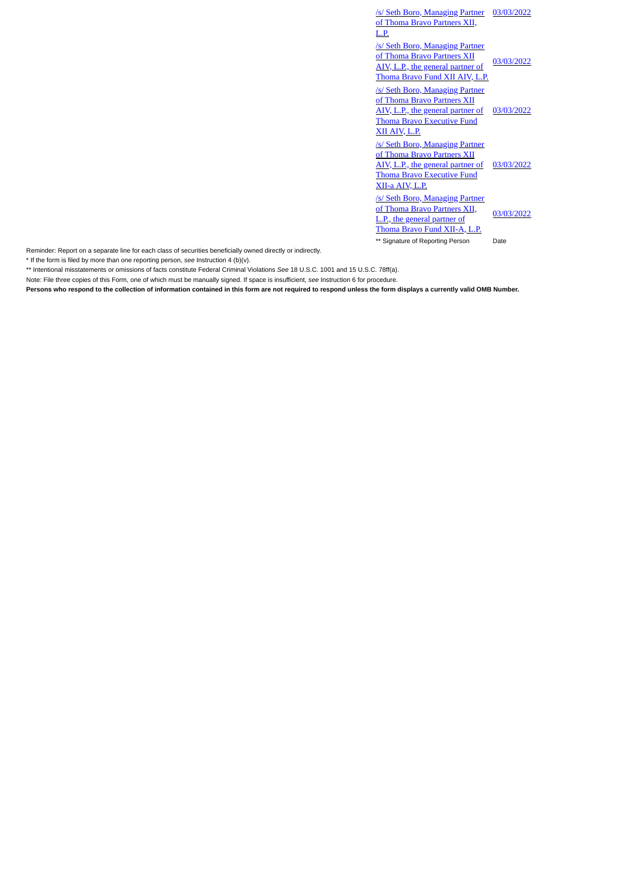| | |
|---|---|
| /s/ Seth Boro, Managing Partner of Thoma Bravo Partners XII, L.P. | 03/03/2022 |
| /s/ Seth Boro, Managing Partner of Thoma Bravo Partners XII AIV, L.P., the general partner of Thoma Bravo Fund XII AIV, L.P. | 03/03/2022 |
| /s/ Seth Boro, Managing Partner of Thoma Bravo Partners XII AIV, L.P., the general partner of Thoma Bravo Executive Fund XII AIV, L.P. | 03/03/2022 |
| /s/ Seth Boro, Managing Partner of Thoma Bravo Partners XII AIV, L.P., the general partner of Thoma Bravo Executive Fund XII-a AIV, L.P. | 03/03/2022 |
| /s/ Seth Boro, Managing Partner of Thoma Bravo Partners XII, L.P., the general partner of Thoma Bravo Fund XII-A, L.P. | 03/03/2022 |
| ** Signature of Reporting Person | Date |

Reminder: Report on a separate line for each class of securities beneficially owned directly or indirectly.

* If the form is filed by more than one reporting person, *see* Instruction 4 (b)(v).

** Intentional misstatements or omissions of facts constitute Federal Criminal Violations *See* 18 U.S.C. 1001 and 15 U.S.C. 78ff(a).

Note: File three copies of this Form, one of which must be manually signed. If space is insufficient, *see* Instruction 6 for procedure.

**Persons who respond to the collection of information contained in this form are not required to respond unless the form displays a currently valid OMB Number.**